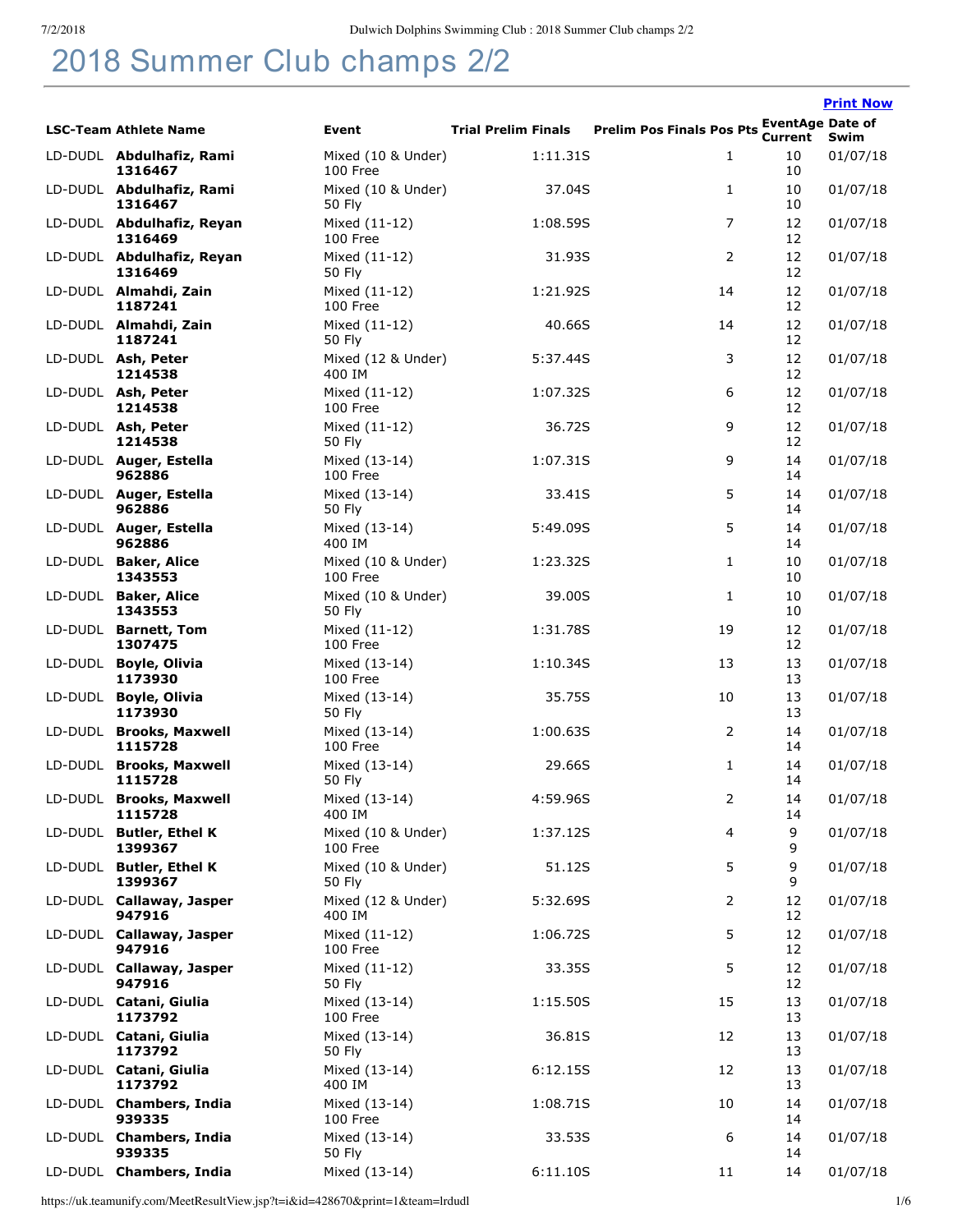# 2018 Summer Club champs 2/2

**Print Now**

| LSC-Team | Athlete Name | Event | Trial | Prelim | Finals | Prelim Pos | Finals Pos | Pts | EventAge Current | Date of Swim |
|---|---|---|---|---|---|---|---|---|---|---|
| LD-DUDL | **Abdulhafiz, Rami 1316467** | Mixed (10 & Under) 100 Free | | | 1:11.31S | | 1 | | 10 10 | 01/07/18 |
| LD-DUDL | **Abdulhafiz, Rami 1316467** | Mixed (10 & Under) 50 Fly | | | 37.04S | | 1 | | 10 10 | 01/07/18 |
| LD-DUDL | **Abdulhafiz, Reyan 1316469** | Mixed (11-12) 100 Free | | | 1:08.59S | | 7 | | 12 12 | 01/07/18 |
| LD-DUDL | **Abdulhafiz, Reyan 1316469** | Mixed (11-12) 50 Fly | | | 31.93S | | 2 | | 12 12 | 01/07/18 |
| LD-DUDL | **Almahdi, Zain 1187241** | Mixed (11-12) 100 Free | | | 1:21.92S | | 14 | | 12 12 | 01/07/18 |
| LD-DUDL | **Almahdi, Zain 1187241** | Mixed (11-12) 50 Fly | | | 40.66S | | 14 | | 12 12 | 01/07/18 |
| LD-DUDL | **Ash, Peter 1214538** | Mixed (12 & Under) 400 IM | | | 5:37.44S | | 3 | | 12 12 | 01/07/18 |
| LD-DUDL | **Ash, Peter 1214538** | Mixed (11-12) 100 Free | | | 1:07.32S | | 6 | | 12 12 | 01/07/18 |
| LD-DUDL | **Ash, Peter 1214538** | Mixed (11-12) 50 Fly | | | 36.72S | | 9 | | 12 12 | 01/07/18 |
| LD-DUDL | **Auger, Estella 962886** | Mixed (13-14) 100 Free | | | 1:07.31S | | 9 | | 14 14 | 01/07/18 |
| LD-DUDL | **Auger, Estella 962886** | Mixed (13-14) 50 Fly | | | 33.41S | | 5 | | 14 14 | 01/07/18 |
| LD-DUDL | **Auger, Estella 962886** | Mixed (13-14) 400 IM | | | 5:49.09S | | 5 | | 14 14 | 01/07/18 |
| LD-DUDL | **Baker, Alice 1343553** | Mixed (10 & Under) 100 Free | | | 1:23.32S | | 1 | | 10 10 | 01/07/18 |
| LD-DUDL | **Baker, Alice 1343553** | Mixed (10 & Under) 50 Fly | | | 39.00S | | 1 | | 10 10 | 01/07/18 |
| LD-DUDL | **Barnett, Tom 1307475** | Mixed (11-12) 100 Free | | | 1:31.78S | | 19 | | 12 12 | 01/07/18 |
| LD-DUDL | **Boyle, Olivia 1173930** | Mixed (13-14) 100 Free | | | 1:10.34S | | 13 | | 13 13 | 01/07/18 |
| LD-DUDL | **Boyle, Olivia 1173930** | Mixed (13-14) 50 Fly | | | 35.75S | | 10 | | 13 13 | 01/07/18 |
| LD-DUDL | **Brooks, Maxwell 1115728** | Mixed (13-14) 100 Free | | | 1:00.63S | | 2 | | 14 14 | 01/07/18 |
| LD-DUDL | **Brooks, Maxwell 1115728** | Mixed (13-14) 50 Fly | | | 29.66S | | 1 | | 14 14 | 01/07/18 |
| LD-DUDL | **Brooks, Maxwell 1115728** | Mixed (13-14) 400 IM | | | 4:59.96S | | 2 | | 14 14 | 01/07/18 |
| LD-DUDL | **Butler, Ethel K 1399367** | Mixed (10 & Under) 100 Free | | | 1:37.12S | | 4 | | 9 9 | 01/07/18 |
| LD-DUDL | **Butler, Ethel K 1399367** | Mixed (10 & Under) 50 Fly | | | 51.12S | | 5 | | 9 9 | 01/07/18 |
| LD-DUDL | **Callaway, Jasper 947916** | Mixed (12 & Under) 400 IM | | | 5:32.69S | | 2 | | 12 12 | 01/07/18 |
| LD-DUDL | **Callaway, Jasper 947916** | Mixed (11-12) 100 Free | | | 1:06.72S | | 5 | | 12 12 | 01/07/18 |
| LD-DUDL | **Callaway, Jasper 947916** | Mixed (11-12) 50 Fly | | | 33.35S | | 5 | | 12 12 | 01/07/18 |
| LD-DUDL | **Catani, Giulia 1173792** | Mixed (13-14) 100 Free | | | 1:15.50S | | 15 | | 13 13 | 01/07/18 |
| LD-DUDL | **Catani, Giulia 1173792** | Mixed (13-14) 50 Fly | | | 36.81S | | 12 | | 13 13 | 01/07/18 |
| LD-DUDL | **Catani, Giulia 1173792** | Mixed (13-14) 400 IM | | | 6:12.15S | | 12 | | 13 13 | 01/07/18 |
| LD-DUDL | **Chambers, India 939335** | Mixed (13-14) 100 Free | | | 1:08.71S | | 10 | | 14 14 | 01/07/18 |
| LD-DUDL | **Chambers, India 939335** | Mixed (13-14) 50 Fly | | | 33.53S | | 6 | | 14 14 | 01/07/18 |
| LD-DUDL | **Chambers, India** | Mixed (13-14) | | | 6:11.10S | | 11 | | 14 | 01/07/18 |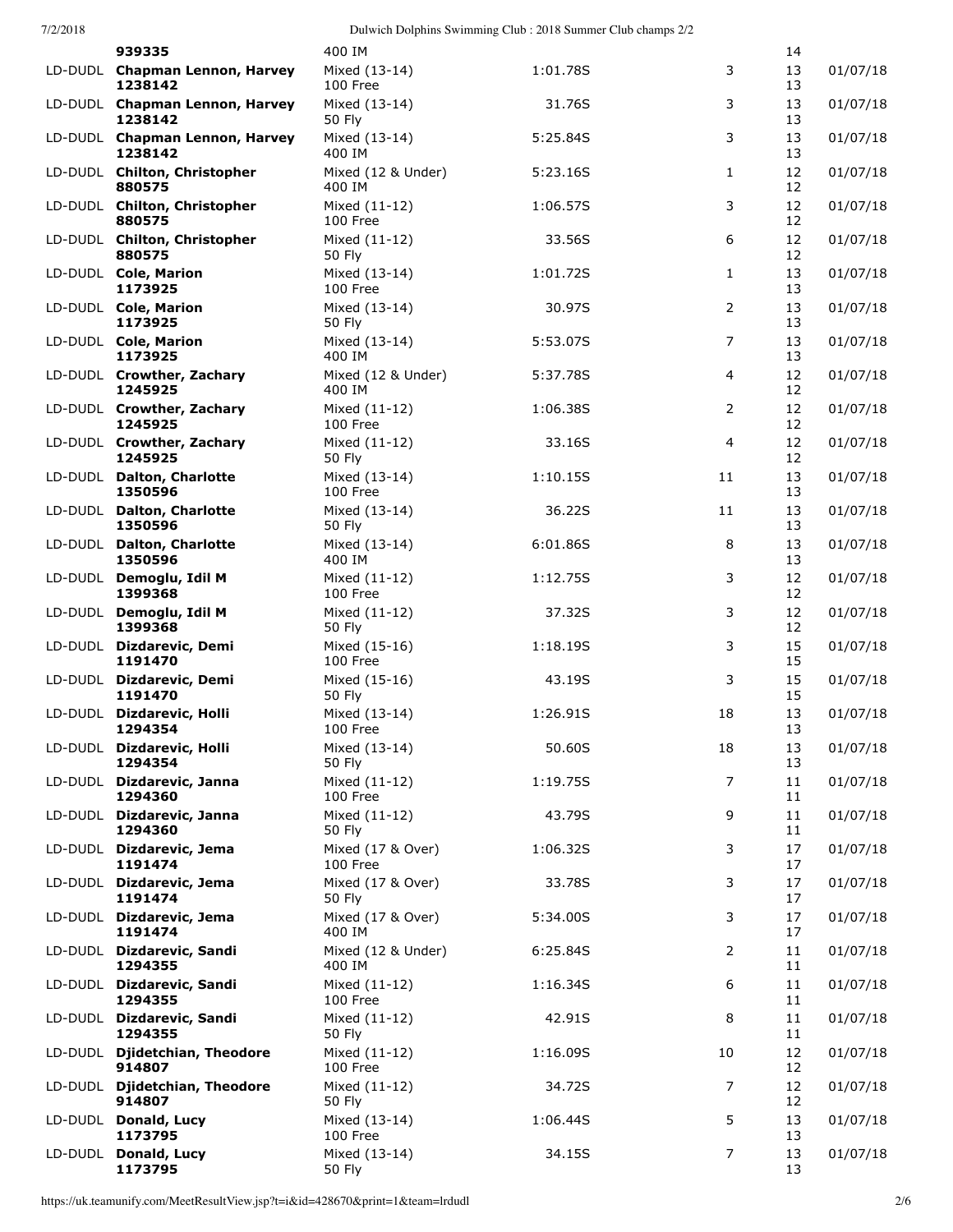| | | | | | | |
|---|---|---|---|---|---|---|
| | **939335** | 400 IM | | | 14 | |
| LD-DUDL | **Chapman Lennon, Harvey 1238142** | Mixed (13-14) 100 Free | 1:01.78S | 3 | 13 13 | 01/07/18 |
| LD-DUDL | **Chapman Lennon, Harvey 1238142** | Mixed (13-14) 50 Fly | 31.76S | 3 | 13 13 | 01/07/18 |
| LD-DUDL | **Chapman Lennon, Harvey 1238142** | Mixed (13-14) 400 IM | 5:25.84S | 3 | 13 13 | 01/07/18 |
| LD-DUDL | **Chilton, Christopher 880575** | Mixed (12 & Under) 400 IM | 5:23.16S | 1 | 12 12 | 01/07/18 |
| LD-DUDL | **Chilton, Christopher 880575** | Mixed (11-12) 100 Free | 1:06.57S | 3 | 12 12 | 01/07/18 |
| LD-DUDL | **Chilton, Christopher 880575** | Mixed (11-12) 50 Fly | 33.56S | 6 | 12 12 | 01/07/18 |
| LD-DUDL | **Cole, Marion 1173925** | Mixed (13-14) 100 Free | 1:01.72S | 1 | 13 13 | 01/07/18 |
| LD-DUDL | **Cole, Marion 1173925** | Mixed (13-14) 50 Fly | 30.97S | 2 | 13 13 | 01/07/18 |
| LD-DUDL | **Cole, Marion 1173925** | Mixed (13-14) 400 IM | 5:53.07S | 7 | 13 13 | 01/07/18 |
| LD-DUDL | **Crowther, Zachary 1245925** | Mixed (12 & Under) 400 IM | 5:37.78S | 4 | 12 12 | 01/07/18 |
| LD-DUDL | **Crowther, Zachary 1245925** | Mixed (11-12) 100 Free | 1:06.38S | 2 | 12 12 | 01/07/18 |
| LD-DUDL | **Crowther, Zachary 1245925** | Mixed (11-12) 50 Fly | 33.16S | 4 | 12 12 | 01/07/18 |
| LD-DUDL | **Dalton, Charlotte 1350596** | Mixed (13-14) 100 Free | 1:10.15S | 11 | 13 13 | 01/07/18 |
| LD-DUDL | **Dalton, Charlotte 1350596** | Mixed (13-14) 50 Fly | 36.22S | 11 | 13 13 | 01/07/18 |
| LD-DUDL | **Dalton, Charlotte 1350596** | Mixed (13-14) 400 IM | 6:01.86S | 8 | 13 13 | 01/07/18 |
| LD-DUDL | **Demoglu, Idil M 1399368** | Mixed (11-12) 100 Free | 1:12.75S | 3 | 12 12 | 01/07/18 |
| LD-DUDL | **Demoglu, Idil M 1399368** | Mixed (11-12) 50 Fly | 37.32S | 3 | 12 12 | 01/07/18 |
| LD-DUDL | **Dizdarevic, Demi 1191470** | Mixed (15-16) 100 Free | 1:18.19S | 3 | 15 15 | 01/07/18 |
| LD-DUDL | **Dizdarevic, Demi 1191470** | Mixed (15-16) 50 Fly | 43.19S | 3 | 15 15 | 01/07/18 |
| LD-DUDL | **Dizdarevic, Holli 1294354** | Mixed (13-14) 100 Free | 1:26.91S | 18 | 13 13 | 01/07/18 |
| LD-DUDL | **Dizdarevic, Holli 1294354** | Mixed (13-14) 50 Fly | 50.60S | 18 | 13 13 | 01/07/18 |
| LD-DUDL | **Dizdarevic, Janna 1294360** | Mixed (11-12) 100 Free | 1:19.75S | 7 | 11 11 | 01/07/18 |
| LD-DUDL | **Dizdarevic, Janna 1294360** | Mixed (11-12) 50 Fly | 43.79S | 9 | 11 11 | 01/07/18 |
| LD-DUDL | **Dizdarevic, Jema 1191474** | Mixed (17 & Over) 100 Free | 1:06.32S | 3 | 17 17 | 01/07/18 |
| LD-DUDL | **Dizdarevic, Jema 1191474** | Mixed (17 & Over) 50 Fly | 33.78S | 3 | 17 17 | 01/07/18 |
| LD-DUDL | **Dizdarevic, Jema 1191474** | Mixed (17 & Over) 400 IM | 5:34.00S | 3 | 17 17 | 01/07/18 |
| LD-DUDL | **Dizdarevic, Sandi 1294355** | Mixed (12 & Under) 400 IM | 6:25.84S | 2 | 11 11 | 01/07/18 |
| LD-DUDL | **Dizdarevic, Sandi 1294355** | Mixed (11-12) 100 Free | 1:16.34S | 6 | 11 11 | 01/07/18 |
| LD-DUDL | **Dizdarevic, Sandi 1294355** | Mixed (11-12) 50 Fly | 42.91S | 8 | 11 11 | 01/07/18 |
| LD-DUDL | **Djidetchian, Theodore 914807** | Mixed (11-12) 100 Free | 1:16.09S | 10 | 12 12 | 01/07/18 |
| LD-DUDL | **Djidetchian, Theodore 914807** | Mixed (11-12) 50 Fly | 34.72S | 7 | 12 12 | 01/07/18 |
| LD-DUDL | **Donald, Lucy 1173795** | Mixed (13-14) 100 Free | 1:06.44S | 5 | 13 13 | 01/07/18 |
| LD-DUDL | **Donald, Lucy 1173795** | Mixed (13-14) 50 Fly | 34.15S | 7 | 13 13 | 01/07/18 |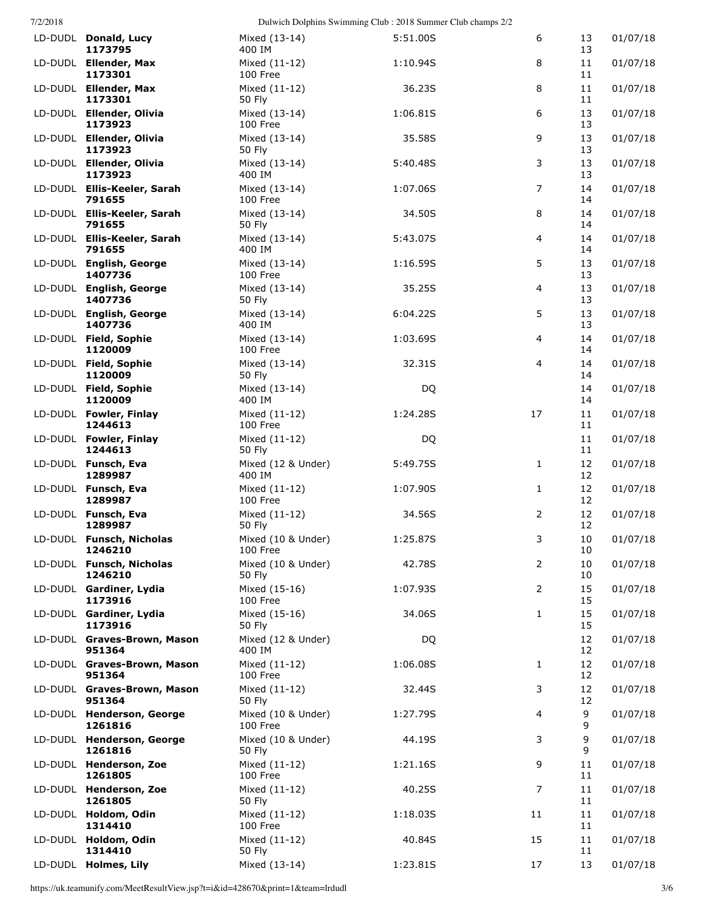| | | | | | | |
|---|---|---|---|---|---|---|
| LD-DUDL | **Donald, Lucy** **1173795** | Mixed (13-14) 400 IM | 5:51.00S | 6 | 13 13 | 01/07/18 |
| LD-DUDL | **Ellender, Max** **1173301** | Mixed (11-12) 100 Free | 1:10.94S | 8 | 11 11 | 01/07/18 |
| LD-DUDL | **Ellender, Max** **1173301** | Mixed (11-12) 50 Fly | 36.23S | 8 | 11 11 | 01/07/18 |
| LD-DUDL | **Ellender, Olivia** **1173923** | Mixed (13-14) 100 Free | 1:06.81S | 6 | 13 13 | 01/07/18 |
| LD-DUDL | **Ellender, Olivia** **1173923** | Mixed (13-14) 50 Fly | 35.58S | 9 | 13 13 | 01/07/18 |
| LD-DUDL | **Ellender, Olivia** **1173923** | Mixed (13-14) 400 IM | 5:40.48S | 3 | 13 13 | 01/07/18 |
| LD-DUDL | **Ellis-Keeler, Sarah** **791655** | Mixed (13-14) 100 Free | 1:07.06S | 7 | 14 14 | 01/07/18 |
| LD-DUDL | **Ellis-Keeler, Sarah** **791655** | Mixed (13-14) 50 Fly | 34.50S | 8 | 14 14 | 01/07/18 |
| LD-DUDL | **Ellis-Keeler, Sarah** **791655** | Mixed (13-14) 400 IM | 5:43.07S | 4 | 14 14 | 01/07/18 |
| LD-DUDL | **English, George** **1407736** | Mixed (13-14) 100 Free | 1:16.59S | 5 | 13 13 | 01/07/18 |
| LD-DUDL | **English, George** **1407736** | Mixed (13-14) 50 Fly | 35.25S | 4 | 13 13 | 01/07/18 |
| LD-DUDL | **English, George** **1407736** | Mixed (13-14) 400 IM | 6:04.22S | 5 | 13 13 | 01/07/18 |
| LD-DUDL | **Field, Sophie** **1120009** | Mixed (13-14) 100 Free | 1:03.69S | 4 | 14 14 | 01/07/18 |
| LD-DUDL | **Field, Sophie** **1120009** | Mixed (13-14) 50 Fly | 32.31S | 4 | 14 14 | 01/07/18 |
| LD-DUDL | **Field, Sophie** **1120009** | Mixed (13-14) 400 IM | DQ | | 14 14 | 01/07/18 |
| LD-DUDL | **Fowler, Finlay** **1244613** | Mixed (11-12) 100 Free | 1:24.28S | 17 | 11 11 | 01/07/18 |
| LD-DUDL | **Fowler, Finlay** **1244613** | Mixed (11-12) 50 Fly | DQ | | 11 11 | 01/07/18 |
| LD-DUDL | **Funsch, Eva** **1289987** | Mixed (12 & Under) 400 IM | 5:49.75S | 1 | 12 12 | 01/07/18 |
| LD-DUDL | **Funsch, Eva** **1289987** | Mixed (11-12) 100 Free | 1:07.90S | 1 | 12 12 | 01/07/18 |
| LD-DUDL | **Funsch, Eva** **1289987** | Mixed (11-12) 50 Fly | 34.56S | 2 | 12 12 | 01/07/18 |
| LD-DUDL | **Funsch, Nicholas** **1246210** | Mixed (10 & Under) 100 Free | 1:25.87S | 3 | 10 10 | 01/07/18 |
| LD-DUDL | **Funsch, Nicholas** **1246210** | Mixed (10 & Under) 50 Fly | 42.78S | 2 | 10 10 | 01/07/18 |
| LD-DUDL | **Gardiner, Lydia** **1173916** | Mixed (15-16) 100 Free | 1:07.93S | 2 | 15 15 | 01/07/18 |
| LD-DUDL | **Gardiner, Lydia** **1173916** | Mixed (15-16) 50 Fly | 34.06S | 1 | 15 15 | 01/07/18 |
| LD-DUDL | **Graves-Brown, Mason** **951364** | Mixed (12 & Under) 400 IM | DQ | | 12 12 | 01/07/18 |
| LD-DUDL | **Graves-Brown, Mason** **951364** | Mixed (11-12) 100 Free | 1:06.08S | 1 | 12 12 | 01/07/18 |
| LD-DUDL | **Graves-Brown, Mason** **951364** | Mixed (11-12) 50 Fly | 32.44S | 3 | 12 12 | 01/07/18 |
| LD-DUDL | **Henderson, George** **1261816** | Mixed (10 & Under) 100 Free | 1:27.79S | 4 | 9 9 | 01/07/18 |
| LD-DUDL | **Henderson, George** **1261816** | Mixed (10 & Under) 50 Fly | 44.19S | 3 | 9 9 | 01/07/18 |
| LD-DUDL | **Henderson, Zoe** **1261805** | Mixed (11-12) 100 Free | 1:21.16S | 9 | 11 11 | 01/07/18 |
| LD-DUDL | **Henderson, Zoe** **1261805** | Mixed (11-12) 50 Fly | 40.25S | 7 | 11 11 | 01/07/18 |
| LD-DUDL | **Holdom, Odin** **1314410** | Mixed (11-12) 100 Free | 1:18.03S | 11 | 11 11 | 01/07/18 |
| LD-DUDL | **Holdom, Odin** **1314410** | Mixed (11-12) 50 Fly | 40.84S | 15 | 11 11 | 01/07/18 |
| LD-DUDL | **Holmes, Lily** | Mixed (13-14) | 1:23.81S | 17 | 13 | 01/07/18 |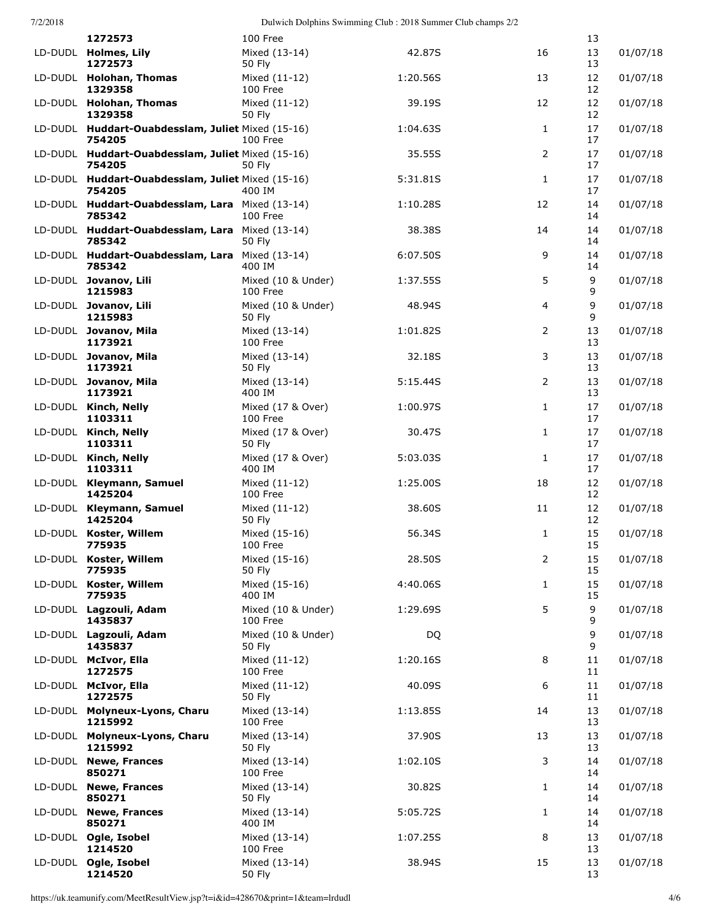| | | | | | | |
|---|---|---|---|---|---|---|
| | 1272573 | 100 Free | | | 13 | |
| LD-DUDL | **Holmes, Lily**<br>**1272573** | Mixed (13-14)<br>50 Fly | 42.87S | 16 | 13<br>13 | 01/07/18 |
| LD-DUDL | **Holohan, Thomas**<br>**1329358** | Mixed (11-12)<br>100 Free | 1:20.56S | 13 | 12<br>12 | 01/07/18 |
| LD-DUDL | **Holohan, Thomas**<br>**1329358** | Mixed (11-12)<br>50 Fly | 39.19S | 12 | 12<br>12 | 01/07/18 |
| LD-DUDL | **Huddart-Ouabdesslam, Juliet**<br>**754205** | Mixed (15-16)<br>100 Free | 1:04.63S | 1 | 17<br>17 | 01/07/18 |
| LD-DUDL | **Huddart-Ouabdesslam, Juliet**<br>**754205** | Mixed (15-16)<br>50 Fly | 35.55S | 2 | 17<br>17 | 01/07/18 |
| LD-DUDL | **Huddart-Ouabdesslam, Juliet**<br>**754205** | Mixed (15-16)<br>400 IM | 5:31.81S | 1 | 17<br>17 | 01/07/18 |
| LD-DUDL | **Huddart-Ouabdesslam, Lara**<br>**785342** | Mixed (13-14)<br>100 Free | 1:10.28S | 12 | 14<br>14 | 01/07/18 |
| LD-DUDL | **Huddart-Ouabdesslam, Lara**<br>**785342** | Mixed (13-14)<br>50 Fly | 38.38S | 14 | 14<br>14 | 01/07/18 |
| LD-DUDL | **Huddart-Ouabdesslam, Lara**<br>**785342** | Mixed (13-14)<br>400 IM | 6:07.50S | 9 | 14<br>14 | 01/07/18 |
| LD-DUDL | **Jovanov, Lili**<br>**1215983** | Mixed (10 & Under)<br>100 Free | 1:37.55S | 5 | 9<br>9 | 01/07/18 |
| LD-DUDL | **Jovanov, Lili**<br>**1215983** | Mixed (10 & Under)<br>50 Fly | 48.94S | 4 | 9<br>9 | 01/07/18 |
| LD-DUDL | **Jovanov, Mila**<br>**1173921** | Mixed (13-14)<br>100 Free | 1:01.82S | 2 | 13<br>13 | 01/07/18 |
| LD-DUDL | **Jovanov, Mila**<br>**1173921** | Mixed (13-14)<br>50 Fly | 32.18S | 3 | 13<br>13 | 01/07/18 |
| LD-DUDL | **Jovanov, Mila**<br>**1173921** | Mixed (13-14)<br>400 IM | 5:15.44S | 2 | 13<br>13 | 01/07/18 |
| LD-DUDL | **Kinch, Nelly**<br>**1103311** | Mixed (17 & Over)<br>100 Free | 1:00.97S | 1 | 17<br>17 | 01/07/18 |
| LD-DUDL | **Kinch, Nelly**<br>**1103311** | Mixed (17 & Over)<br>50 Fly | 30.47S | 1 | 17<br>17 | 01/07/18 |
| LD-DUDL | **Kinch, Nelly**<br>**1103311** | Mixed (17 & Over)<br>400 IM | 5:03.03S | 1 | 17<br>17 | 01/07/18 |
| LD-DUDL | **Kleymann, Samuel**<br>**1425204** | Mixed (11-12)<br>100 Free | 1:25.00S | 18 | 12<br>12 | 01/07/18 |
| LD-DUDL | **Kleymann, Samuel**<br>**1425204** | Mixed (11-12)<br>50 Fly | 38.60S | 11 | 12<br>12 | 01/07/18 |
| LD-DUDL | **Koster, Willem**<br>**775935** | Mixed (15-16)<br>100 Free | 56.34S | 1 | 15<br>15 | 01/07/18 |
| LD-DUDL | **Koster, Willem**<br>**775935** | Mixed (15-16)<br>50 Fly | 28.50S | 2 | 15<br>15 | 01/07/18 |
| LD-DUDL | **Koster, Willem**<br>**775935** | Mixed (15-16)<br>400 IM | 4:40.06S | 1 | 15<br>15 | 01/07/18 |
| LD-DUDL | **Lagzouli, Adam**<br>**1435837** | Mixed (10 & Under)<br>100 Free | 1:29.69S | 5 | 9<br>9 | 01/07/18 |
| LD-DUDL | **Lagzouli, Adam**<br>**1435837** | Mixed (10 & Under)<br>50 Fly | DQ | | 9<br>9 | 01/07/18 |
| LD-DUDL | **McIvor, Ella**<br>**1272575** | Mixed (11-12)<br>100 Free | 1:20.16S | 8 | 11<br>11 | 01/07/18 |
| LD-DUDL | **McIvor, Ella**<br>**1272575** | Mixed (11-12)<br>50 Fly | 40.09S | 6 | 11<br>11 | 01/07/18 |
| LD-DUDL | **Molyneux-Lyons, Charu**<br>**1215992** | Mixed (13-14)<br>100 Free | 1:13.85S | 14 | 13<br>13 | 01/07/18 |
| LD-DUDL | **Molyneux-Lyons, Charu**<br>**1215992** | Mixed (13-14)<br>50 Fly | 37.90S | 13 | 13<br>13 | 01/07/18 |
| LD-DUDL | **Newe, Frances**<br>**850271** | Mixed (13-14)<br>100 Free | 1:02.10S | 3 | 14<br>14 | 01/07/18 |
| LD-DUDL | **Newe, Frances**<br>**850271** | Mixed (13-14)<br>50 Fly | 30.82S | 1 | 14<br>14 | 01/07/18 |
| LD-DUDL | **Newe, Frances**<br>**850271** | Mixed (13-14)<br>400 IM | 5:05.72S | 1 | 14<br>14 | 01/07/18 |
| LD-DUDL | **Ogle, Isobel**<br>**1214520** | Mixed (13-14)<br>100 Free | 1:07.25S | 8 | 13<br>13 | 01/07/18 |
| LD-DUDL | **Ogle, Isobel**<br>**1214520** | Mixed (13-14)<br>50 Fly | 38.94S | 15 | 13<br>13 | 01/07/18 |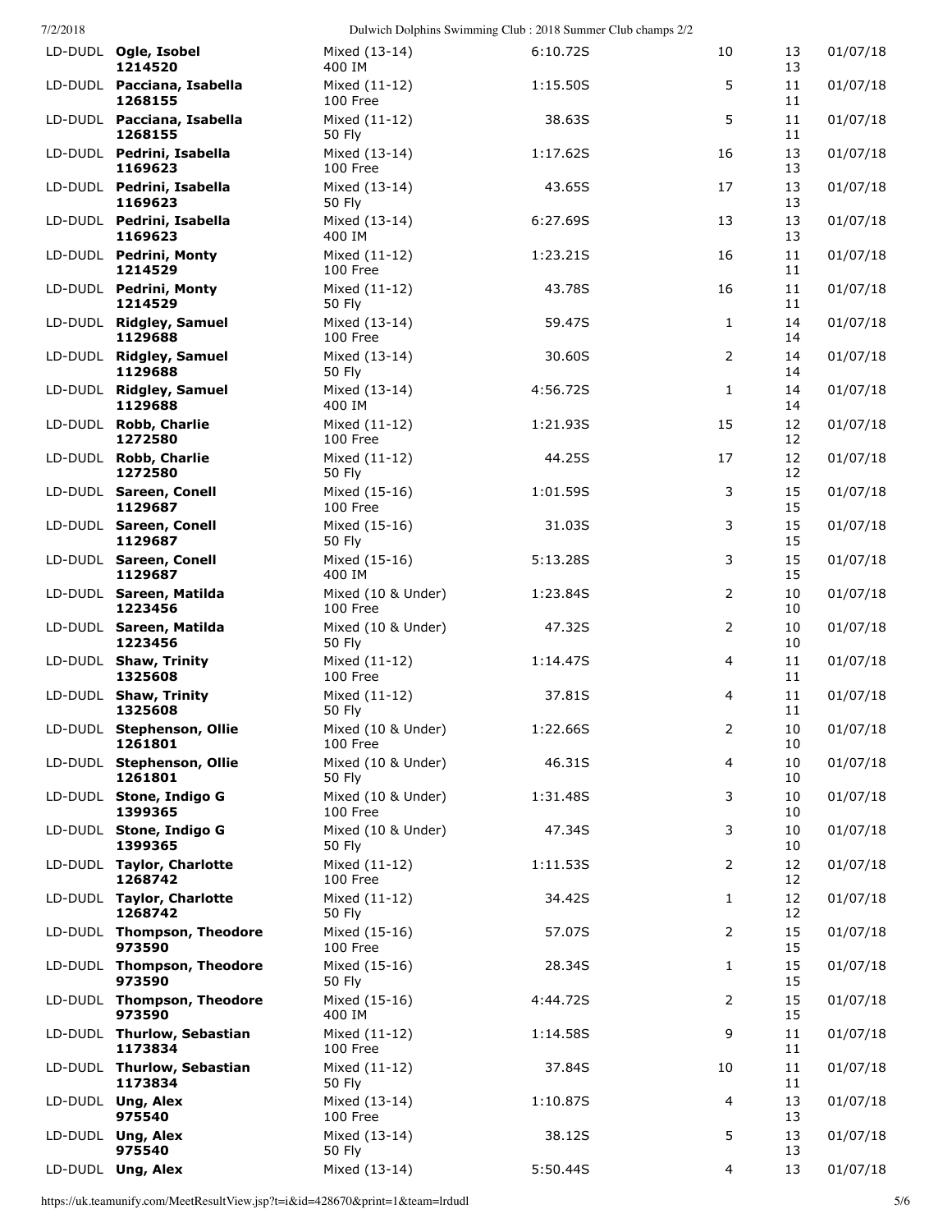| | | | | | | |
|---|---|---|---|---|---|---|
| LD-DUDL | **Ogle, Isobel** **1214520** | Mixed (13-14) 400 IM | 6:10.72S | 10 | 13 13 | 01/07/18 |
| LD-DUDL | **Pacciana, Isabella** **1268155** | Mixed (11-12) 100 Free | 1:15.50S | 5 | 11 11 | 01/07/18 |
| LD-DUDL | **Pacciana, Isabella** **1268155** | Mixed (11-12) 50 Fly | 38.63S | 5 | 11 11 | 01/07/18 |
| LD-DUDL | **Pedrini, Isabella** **1169623** | Mixed (13-14) 100 Free | 1:17.62S | 16 | 13 13 | 01/07/18 |
| LD-DUDL | **Pedrini, Isabella** **1169623** | Mixed (13-14) 50 Fly | 43.65S | 17 | 13 13 | 01/07/18 |
| LD-DUDL | **Pedrini, Isabella** **1169623** | Mixed (13-14) 400 IM | 6:27.69S | 13 | 13 13 | 01/07/18 |
| LD-DUDL | **Pedrini, Monty** **1214529** | Mixed (11-12) 100 Free | 1:23.21S | 16 | 11 11 | 01/07/18 |
| LD-DUDL | **Pedrini, Monty** **1214529** | Mixed (11-12) 50 Fly | 43.78S | 16 | 11 11 | 01/07/18 |
| LD-DUDL | **Ridgley, Samuel** **1129688** | Mixed (13-14) 100 Free | 59.47S | 1 | 14 14 | 01/07/18 |
| LD-DUDL | **Ridgley, Samuel** **1129688** | Mixed (13-14) 50 Fly | 30.60S | 2 | 14 14 | 01/07/18 |
| LD-DUDL | **Ridgley, Samuel** **1129688** | Mixed (13-14) 400 IM | 4:56.72S | 1 | 14 14 | 01/07/18 |
| LD-DUDL | **Robb, Charlie** **1272580** | Mixed (11-12) 100 Free | 1:21.93S | 15 | 12 12 | 01/07/18 |
| LD-DUDL | **Robb, Charlie** **1272580** | Mixed (11-12) 50 Fly | 44.25S | 17 | 12 12 | 01/07/18 |
| LD-DUDL | **Sareen, Conell** **1129687** | Mixed (15-16) 100 Free | 1:01.59S | 3 | 15 15 | 01/07/18 |
| LD-DUDL | **Sareen, Conell** **1129687** | Mixed (15-16) 50 Fly | 31.03S | 3 | 15 15 | 01/07/18 |
| LD-DUDL | **Sareen, Conell** **1129687** | Mixed (15-16) 400 IM | 5:13.28S | 3 | 15 15 | 01/07/18 |
| LD-DUDL | **Sareen, Matilda** **1223456** | Mixed (10 & Under) 100 Free | 1:23.84S | 2 | 10 10 | 01/07/18 |
| LD-DUDL | **Sareen, Matilda** **1223456** | Mixed (10 & Under) 50 Fly | 47.32S | 2 | 10 10 | 01/07/18 |
| LD-DUDL | **Shaw, Trinity** **1325608** | Mixed (11-12) 100 Free | 1:14.47S | 4 | 11 11 | 01/07/18 |
| LD-DUDL | **Shaw, Trinity** **1325608** | Mixed (11-12) 50 Fly | 37.81S | 4 | 11 11 | 01/07/18 |
| LD-DUDL | **Stephenson, Ollie** **1261801** | Mixed (10 & Under) 100 Free | 1:22.66S | 2 | 10 10 | 01/07/18 |
| LD-DUDL | **Stephenson, Ollie** **1261801** | Mixed (10 & Under) 50 Fly | 46.31S | 4 | 10 10 | 01/07/18 |
| LD-DUDL | **Stone, Indigo G** **1399365** | Mixed (10 & Under) 100 Free | 1:31.48S | 3 | 10 10 | 01/07/18 |
| LD-DUDL | **Stone, Indigo G** **1399365** | Mixed (10 & Under) 50 Fly | 47.34S | 3 | 10 10 | 01/07/18 |
| LD-DUDL | **Taylor, Charlotte** **1268742** | Mixed (11-12) 100 Free | 1:11.53S | 2 | 12 12 | 01/07/18 |
| LD-DUDL | **Taylor, Charlotte** **1268742** | Mixed (11-12) 50 Fly | 34.42S | 1 | 12 12 | 01/07/18 |
| LD-DUDL | **Thompson, Theodore** **973590** | Mixed (15-16) 100 Free | 57.07S | 2 | 15 15 | 01/07/18 |
| LD-DUDL | **Thompson, Theodore** **973590** | Mixed (15-16) 50 Fly | 28.34S | 1 | 15 15 | 01/07/18 |
| LD-DUDL | **Thompson, Theodore** **973590** | Mixed (15-16) 400 IM | 4:44.72S | 2 | 15 15 | 01/07/18 |
| LD-DUDL | **Thurlow, Sebastian** **1173834** | Mixed (11-12) 100 Free | 1:14.58S | 9 | 11 11 | 01/07/18 |
| LD-DUDL | **Thurlow, Sebastian** **1173834** | Mixed (11-12) 50 Fly | 37.84S | 10 | 11 11 | 01/07/18 |
| LD-DUDL | **Ung, Alex** **975540** | Mixed (13-14) 100 Free | 1:10.87S | 4 | 13 13 | 01/07/18 |
| LD-DUDL | **Ung, Alex** **975540** | Mixed (13-14) 50 Fly | 38.12S | 5 | 13 13 | 01/07/18 |
| LD-DUDL | **Ung, Alex** | Mixed (13-14) | 5:50.44S | 4 | 13 | 01/07/18 |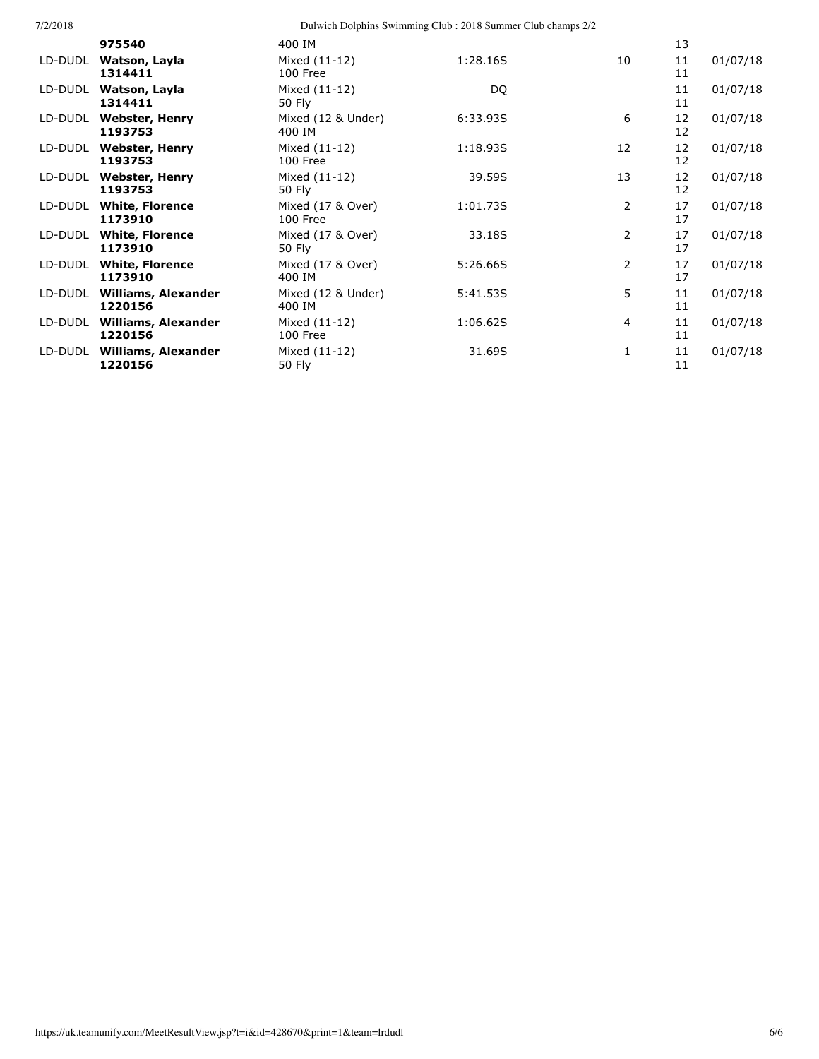| | | | | | | |
|---|---|---|---|---|---|---|
| | **975540** | 400 IM | | | 13 | |
| LD-DUDL | **Watson, Layla 1314411** | Mixed (11-12) 100 Free | 1:28.16S | 10 | 11 11 | 01/07/18 |
| LD-DUDL | **Watson, Layla 1314411** | Mixed (11-12) 50 Fly | DQ | | 11 11 | 01/07/18 |
| LD-DUDL | **Webster, Henry 1193753** | Mixed (12 & Under) 400 IM | 6:33.93S | 6 | 12 12 | 01/07/18 |
| LD-DUDL | **Webster, Henry 1193753** | Mixed (11-12) 100 Free | 1:18.93S | 12 | 12 12 | 01/07/18 |
| LD-DUDL | **Webster, Henry 1193753** | Mixed (11-12) 50 Fly | 39.59S | 13 | 12 12 | 01/07/18 |
| LD-DUDL | **White, Florence 1173910** | Mixed (17 & Over) 100 Free | 1:01.73S | 2 | 17 17 | 01/07/18 |
| LD-DUDL | **White, Florence 1173910** | Mixed (17 & Over) 50 Fly | 33.18S | 2 | 17 17 | 01/07/18 |
| LD-DUDL | **White, Florence 1173910** | Mixed (17 & Over) 400 IM | 5:26.66S | 2 | 17 17 | 01/07/18 |
| LD-DUDL | **Williams, Alexander 1220156** | Mixed (12 & Under) 400 IM | 5:41.53S | 5 | 11 11 | 01/07/18 |
| LD-DUDL | **Williams, Alexander 1220156** | Mixed (11-12) 100 Free | 1:06.62S | 4 | 11 11 | 01/07/18 |
| LD-DUDL | **Williams, Alexander 1220156** | Mixed (11-12) 50 Fly | 31.69S | 1 | 11 11 | 01/07/18 |